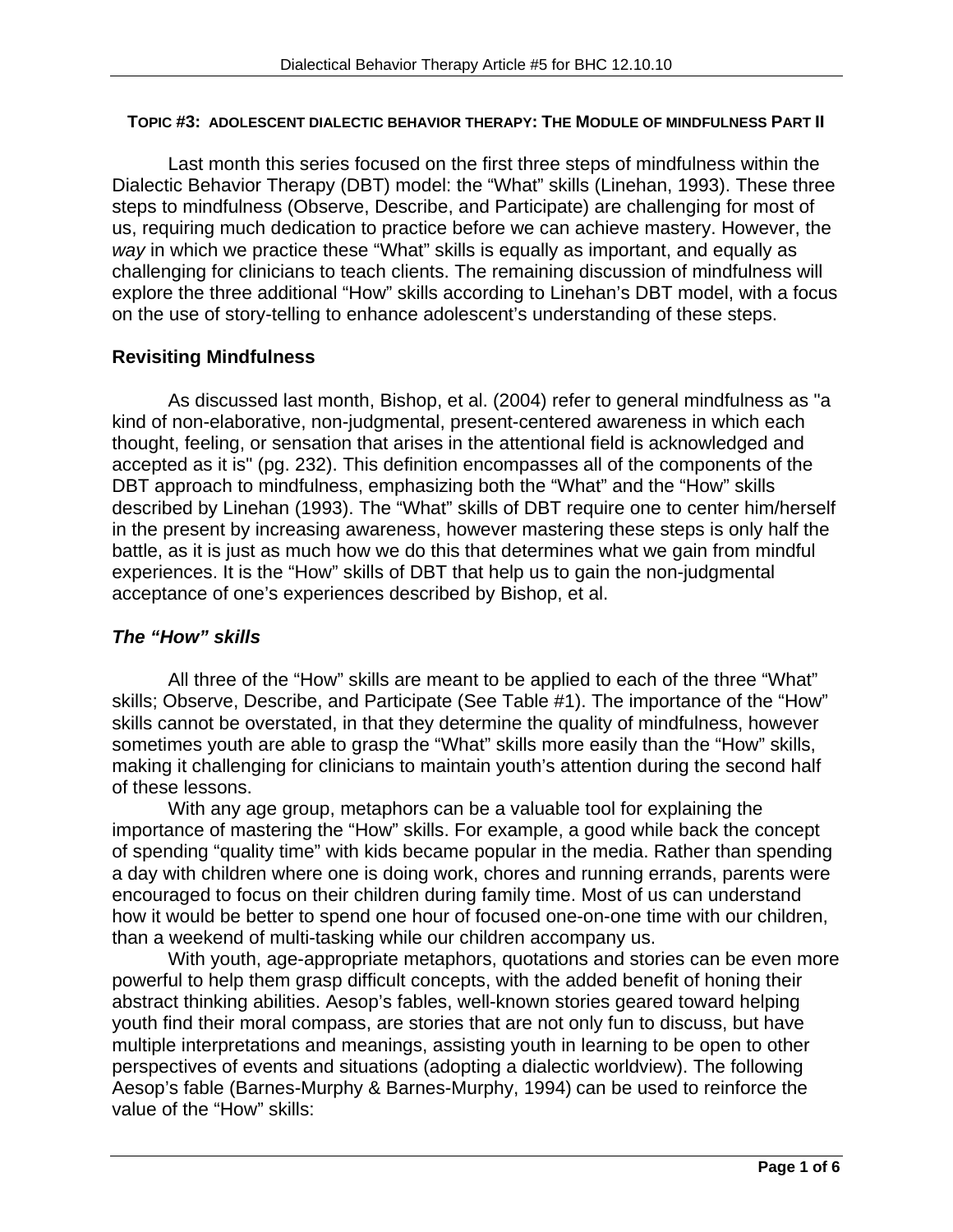**TOPIC #3: ADOLESCENT DIALECTIC BEHAVIOR THERAPY: THE MODULE OF MINDFULNESS PART II**

Last month this series focused on the first three steps of mindfulness within the Dialectic Behavior Therapy (DBT) model: the "What" skills (Linehan, 1993). These three steps to mindfulness (Observe, Describe, and Participate) are challenging for most of us, requiring much dedication to practice before we can achieve mastery. However, the *way* in which we practice these "What" skills is equally as important, and equally as challenging for clinicians to teach clients. The remaining discussion of mindfulness will explore the three additional "How" skills according to Linehan's DBT model, with a focus on the use of story-telling to enhance adolescent's understanding of these steps.

## Revisiting Mindfulness

As discussed last month, Bishop, et al. (2004) refer to general mindfulness as "a kind of non-elaborative, non-judgmental, present-centered awareness in which each thought, feeling, or sensation that arises in the attentional field is acknowledged and accepted as it is" (pg. 232). This definition encompasses all of the components of the DBT approach to mindfulness, emphasizing both the "What" and the "How" skills described by Linehan (1993). The "What" skills of DBT require one to center him/herself in the present by increasing awareness, however mastering these steps is only half the battle, as it is just as much how we do this that determines what we gain from mindful experiences. It is the "How" skills of DBT that help us to gain the non-judgmental acceptance of one's experiences described by Bishop, et al.

### *The "How" skills*

All three of the "How" skills are meant to be applied to each of the three "What" skills; Observe, Describe, and Participate (See Table #1). The importance of the "How" skills cannot be overstated, in that they determine the quality of mindfulness, however sometimes youth are able to grasp the "What" skills more easily than the "How" skills, making it challenging for clinicians to maintain youth's attention during the second half of these lessons.

With any age group, metaphors can be a valuable tool for explaining the importance of mastering the "How" skills. For example, a good while back the concept of spending "quality time" with kids became popular in the media. Rather than spending a day with children where one is doing work, chores and running errands, parents were encouraged to focus on their children during family time. Most of us can understand how it would be better to spend one hour of focused one-on-one time with our children, than a weekend of multi-tasking while our children accompany us.

With youth, age-appropriate metaphors, quotations and stories can be even more powerful to help them grasp difficult concepts, with the added benefit of honing their abstract thinking abilities. Aesop's fables, well-known stories geared toward helping youth find their moral compass, are stories that are not only fun to discuss, but have multiple interpretations and meanings, assisting youth in learning to be open to other perspectives of events and situations (adopting a dialectic worldview). The following Aesop's fable (Barnes-Murphy & Barnes-Murphy, 1994) can be used to reinforce the value of the "How" skills: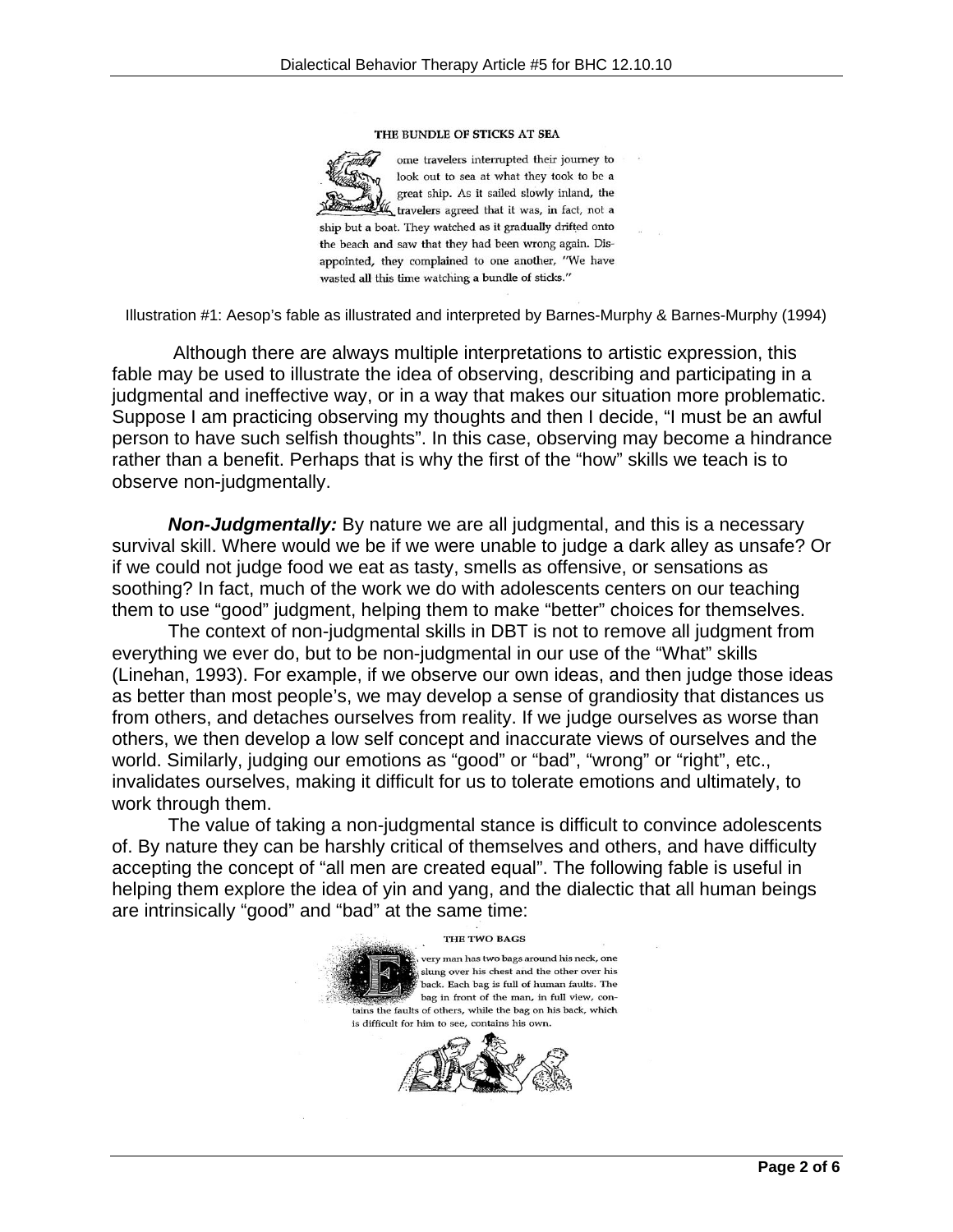THE BUNDLE OF STICKS AT SEA

Some travelers interrupted their journey to look out to sea at what they took to be a great ship. As it sailed slowly inland, the travelers agreed that it was, in fact, not a ship but a boat. They watched as it gradually drifted onto the beach and saw that they had been wrong again. Disappointed, they complained to one another, "We have wasted all this time watching a bundle of sticks."

Illustration #1: Aesop's fable as illustrated and interpreted by Barnes-Murphy & Barnes-Murphy (1994)

Although there are always multiple interpretations to artistic expression, this fable may be used to illustrate the idea of observing, describing and participating in a judgmental and ineffective way, or in a way that makes our situation more problematic. Suppose I am practicing observing my thoughts and then I decide, "I must be an awful person to have such selfish thoughts". In this case, observing may become a hindrance rather than a benefit. Perhaps that is why the first of the "how" skills we teach is to observe non-judgmentally.

***Non-Judgmentally:*** By nature we are all judgmental, and this is a necessary survival skill. Where would we be if we were unable to judge a dark alley as unsafe? Or if we could not judge food we eat as tasty, smells as offensive, or sensations as soothing? In fact, much of the work we do with adolescents centers on our teaching them to use "good" judgment, helping them to make "better" choices for themselves.

The context of non-judgmental skills in DBT is not to remove all judgment from everything we ever do, but to be non-judgmental in our use of the "What" skills (Linehan, 1993). For example, if we observe our own ideas, and then judge those ideas as better than most people's, we may develop a sense of grandiosity that distances us from others, and detaches ourselves from reality. If we judge ourselves as worse than others, we then develop a low self concept and inaccurate views of ourselves and the world. Similarly, judging our emotions as "good" or "bad", "wrong" or "right", etc., invalidates ourselves, making it difficult for us to tolerate emotions and ultimately, to work through them.

The value of taking a non-judgmental stance is difficult to convince adolescents of. By nature they can be harshly critical of themselves and others, and have difficulty accepting the concept of "all men are created equal". The following fable is useful in helping them explore the idea of yin and yang, and the dialectic that all human beings are intrinsically "good" and "bad" at the same time:

THE TWO BAGS

Every man has two bags around his neck, one slung over his chest and the other over his back. Each bag is full of human faults. The bag in front of the man, in full view, contains the faults of others, while the bag on his back, which is difficult for him to see, contains his own.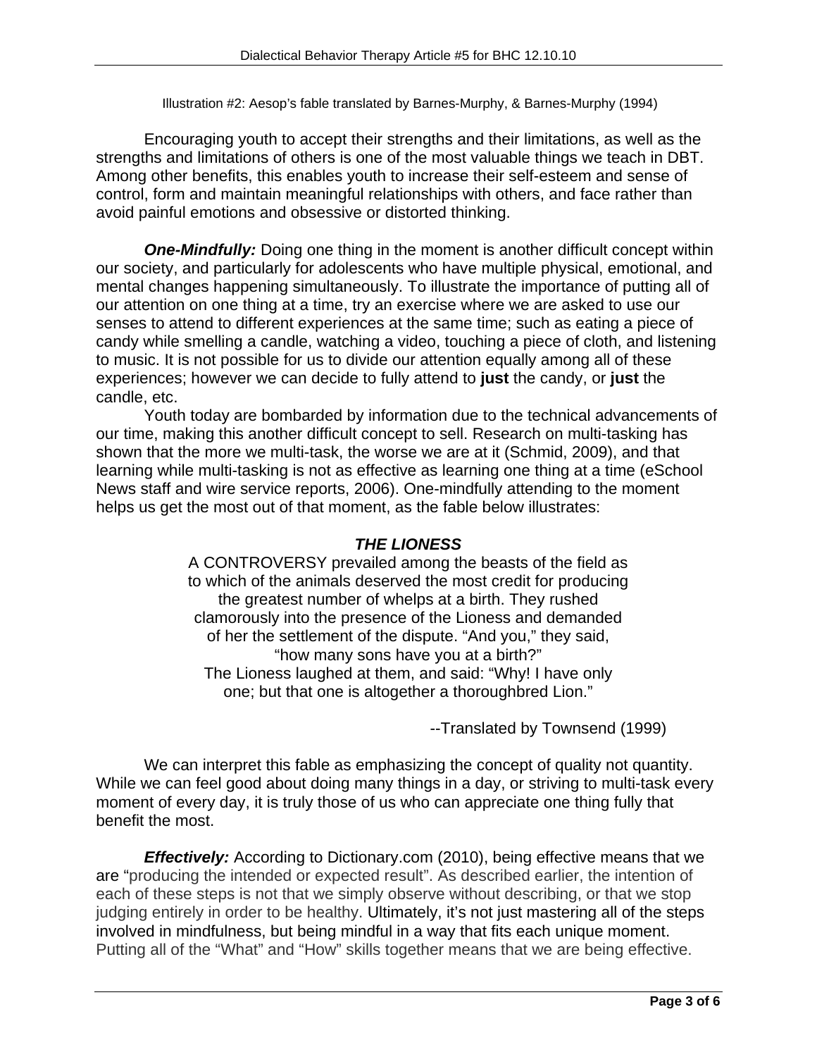Illustration #2: Aesop's fable translated by Barnes-Murphy, & Barnes-Murphy (1994)

Encouraging youth to accept their strengths and their limitations, as well as the strengths and limitations of others is one of the most valuable things we teach in DBT. Among other benefits, this enables youth to increase their self-esteem and sense of control, form and maintain meaningful relationships with others, and face rather than avoid painful emotions and obsessive or distorted thinking.

***One-Mindfully:*** Doing one thing in the moment is another difficult concept within our society, and particularly for adolescents who have multiple physical, emotional, and mental changes happening simultaneously. To illustrate the importance of putting all of our attention on one thing at a time, try an exercise where we are asked to use our senses to attend to different experiences at the same time; such as eating a piece of candy while smelling a candle, watching a video, touching a piece of cloth, and listening to music. It is not possible for us to divide our attention equally among all of these experiences; however we can decide to fully attend to **just** the candy, or **just** the candle, etc.

Youth today are bombarded by information due to the technical advancements of our time, making this another difficult concept to sell. Research on multi-tasking has shown that the more we multi-task, the worse we are at it (Schmid, 2009), and that learning while multi-tasking is not as effective as learning one thing at a time (eSchool News staff and wire service reports, 2006). One-mindfully attending to the moment helps us get the most out of that moment, as the fable below illustrates:

***THE LIONESS***

A CONTROVERSY prevailed among the beasts of the field as to which of the animals deserved the most credit for producing the greatest number of whelps at a birth. They rushed clamorously into the presence of the Lioness and demanded of her the settlement of the dispute. "And you," they said, "how many sons have you at a birth?"
The Lioness laughed at them, and said: "Why! I have only one; but that one is altogether a thoroughbred Lion."

--Translated by Townsend (1999)

We can interpret this fable as emphasizing the concept of quality not quantity. While we can feel good about doing many things in a day, or striving to multi-task every moment of every day, it is truly those of us who can appreciate one thing fully that benefit the most.

***Effectively:*** According to Dictionary.com (2010), being effective means that we are "producing the intended or expected result". As described earlier, the intention of each of these steps is not that we simply observe without describing, or that we stop judging entirely in order to be healthy. Ultimately, it's not just mastering all of the steps involved in mindfulness, but being mindful in a way that fits each unique moment. Putting all of the "What" and "How" skills together means that we are being effective.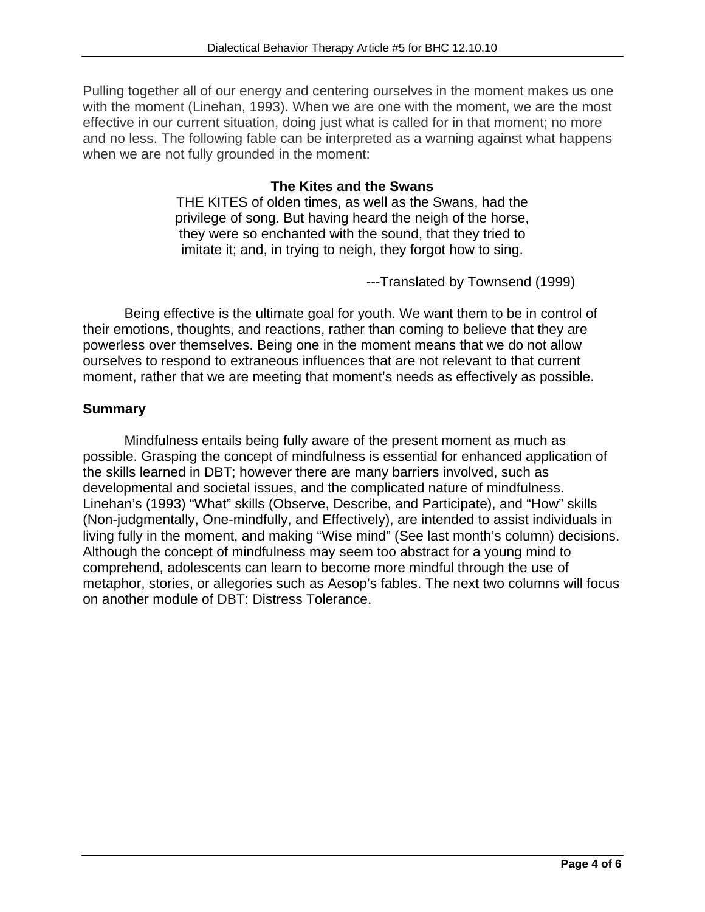Pulling together all of our energy and centering ourselves in the moment makes us one with the moment (Linehan, 1993). When we are one with the moment, we are the most effective in our current situation, doing just what is called for in that moment; no more and no less. The following fable can be interpreted as a warning against what happens when we are not fully grounded in the moment:

**The Kites and the Swans**

THE KITES of olden times, as well as the Swans, had the privilege of song. But having heard the neigh of the horse, they were so enchanted with the sound, that they tried to imitate it; and, in trying to neigh, they forgot how to sing.

---Translated by Townsend (1999)

Being effective is the ultimate goal for youth. We want them to be in control of their emotions, thoughts, and reactions, rather than coming to believe that they are powerless over themselves. Being one in the moment means that we do not allow ourselves to respond to extraneous influences that are not relevant to that current moment, rather that we are meeting that moment's needs as effectively as possible.

## Summary

Mindfulness entails being fully aware of the present moment as much as possible. Grasping the concept of mindfulness is essential for enhanced application of the skills learned in DBT; however there are many barriers involved, such as developmental and societal issues, and the complicated nature of mindfulness. Linehan's (1993) "What" skills (Observe, Describe, and Participate), and "How" skills (Non-judgmentally, One-mindfully, and Effectively), are intended to assist individuals in living fully in the moment, and making "Wise mind" (See last month's column) decisions. Although the concept of mindfulness may seem too abstract for a young mind to comprehend, adolescents can learn to become more mindful through the use of metaphor, stories, or allegories such as Aesop's fables. The next two columns will focus on another module of DBT: Distress Tolerance.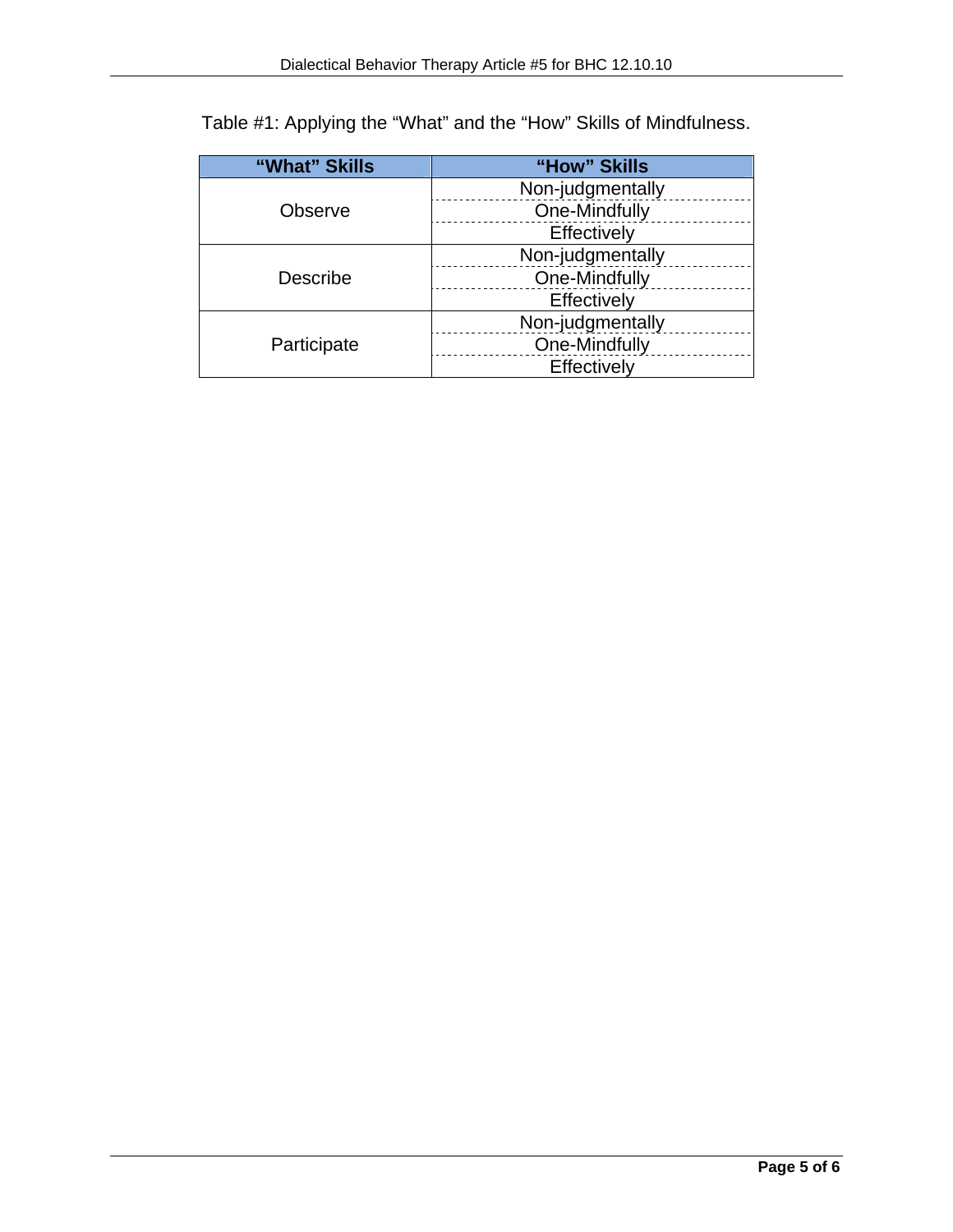Table #1: Applying the "What" and the "How" Skills of Mindfulness.

| "What" Skills | "How" Skills |
|---|---|
| Observe | Non-judgmentally |
| | One-Mindfully |
| | Effectively |
| Describe | Non-judgmentally |
| | One-Mindfully |
| | Effectively |
| Participate | Non-judgmentally |
| | One-Mindfully |
| | Effectively |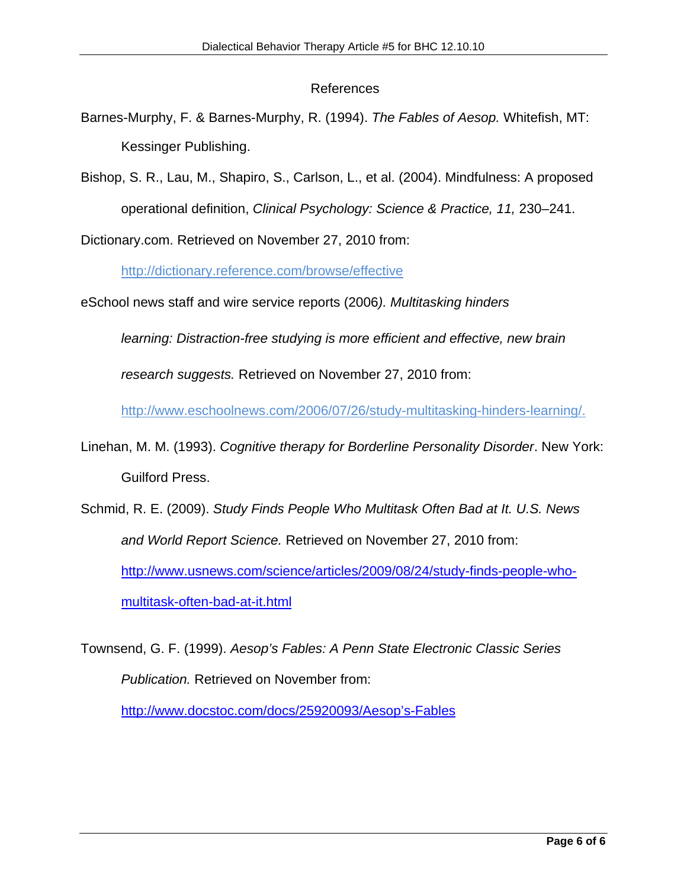# References

Barnes-Murphy, F. & Barnes-Murphy, R. (1994). *The Fables of Aesop.* Whitefish, MT: Kessinger Publishing.

Bishop, S. R., Lau, M., Shapiro, S., Carlson, L., et al. (2004). Mindfulness: A proposed operational definition, *Clinical Psychology: Science & Practice, 11,* 230–241.

Dictionary.com. Retrieved on November 27, 2010 from: http://dictionary.reference.com/browse/effective

eSchool news staff and wire service reports (2006*). Multitasking hinders learning: Distraction-free studying is more efficient and effective, new brain research suggests.* Retrieved on November 27, 2010 from: http://www.eschoolnews.com/2006/07/26/study-multitasking-hinders-learning/.

Linehan, M. M. (1993). *Cognitive therapy for Borderline Personality Disorder*. New York: Guilford Press.

Schmid, R. E. (2009). *Study Finds People Who Multitask Often Bad at It. U.S. News and World Report Science.* Retrieved on November 27, 2010 from: http://www.usnews.com/science/articles/2009/08/24/study-finds-people-who-multitask-often-bad-at-it.html

Townsend, G. F. (1999). *Aesop's Fables: A Penn State Electronic Classic Series Publication.* Retrieved on November from: http://www.docstoc.com/docs/25920093/Aesop's-Fables